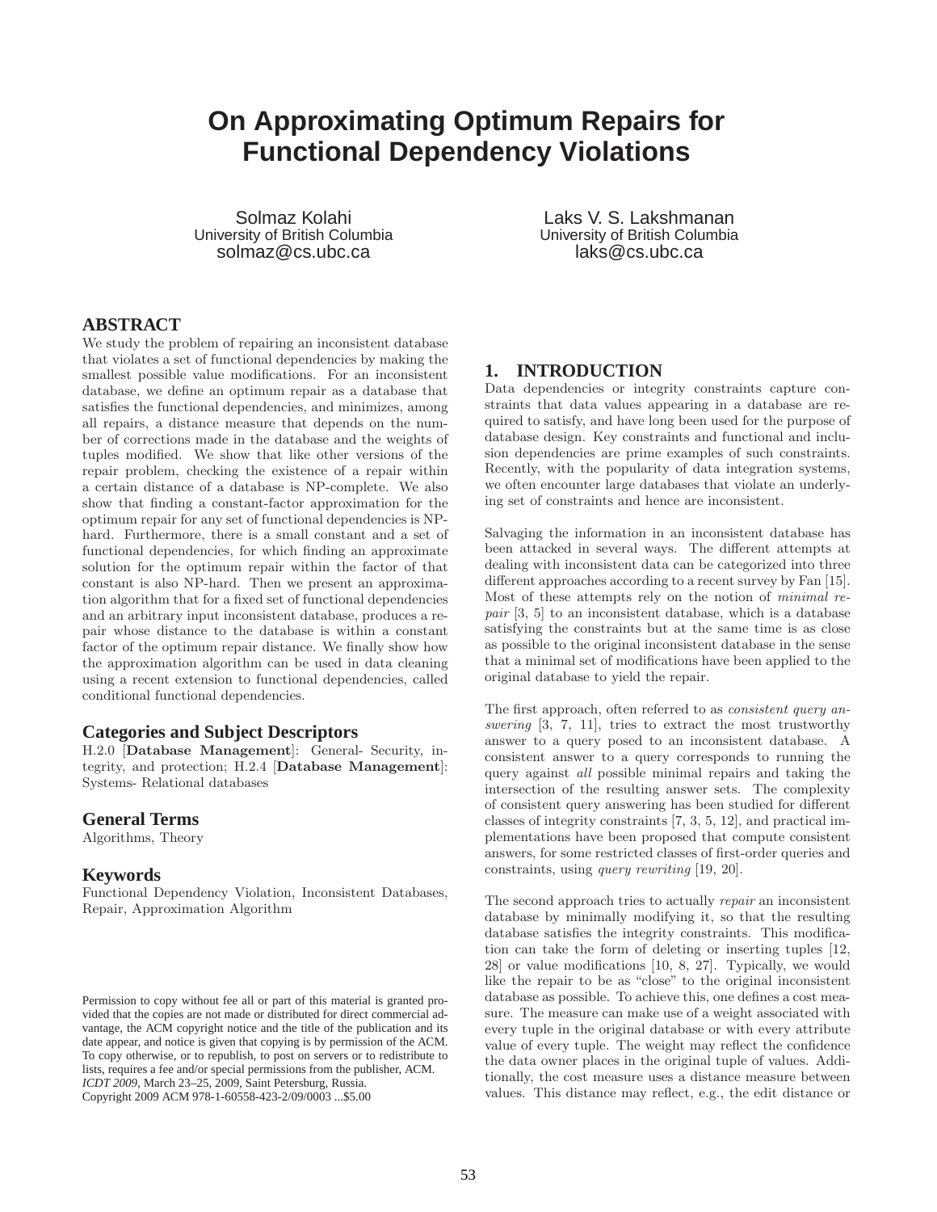# On Approximating Optimum Repairs for Functional Dependency Violations

Solmaz Kolahi
University of British Columbia
solmaz@cs.ubc.ca

Laks V. S. Lakshmanan
University of British Columbia
laks@cs.ubc.ca

## ABSTRACT

We study the problem of repairing an inconsistent database that violates a set of functional dependencies by making the smallest possible value modifications. For an inconsistent database, we define an optimum repair as a database that satisfies the functional dependencies, and minimizes, among all repairs, a distance measure that depends on the number of corrections made in the database and the weights of tuples modified. We show that like other versions of the repair problem, checking the existence of a repair within a certain distance of a database is NP-complete. We also show that finding a constant-factor approximation for the optimum repair for any set of functional dependencies is NP-hard. Furthermore, there is a small constant and a set of functional dependencies, for which finding an approximate solution for the optimum repair within the factor of that constant is also NP-hard. Then we present an approximation algorithm that for a fixed set of functional dependencies and an arbitrary input inconsistent database, produces a repair whose distance to the database is within a constant factor of the optimum repair distance. We finally show how the approximation algorithm can be used in data cleaning using a recent extension to functional dependencies, called conditional functional dependencies.

### Categories and Subject Descriptors

H.2.0 [**Database Management**]: General- Security, integrity, and protection; H.2.4 [**Database Management**]: Systems- Relational databases

### General Terms

Algorithms, Theory

### Keywords

Functional Dependency Violation, Inconsistent Databases, Repair, Approximation Algorithm

Permission to copy without fee all or part of this material is granted provided that the copies are not made or distributed for direct commercial advantage, the ACM copyright notice and the title of the publication and its date appear, and notice is given that copying is by permission of the ACM. To copy otherwise, or to republish, to post on servers or to redistribute to lists, requires a fee and/or special permissions from the publisher, ACM.
*ICDT 2009*, March 23–25, 2009, Saint Petersburg, Russia.
Copyright 2009 ACM 978-1-60558-423-2/09/0003 ...$5.00

## 1. INTRODUCTION

Data dependencies or integrity constraints capture constraints that data values appearing in a database are required to satisfy, and have long been used for the purpose of database design. Key constraints and functional and inclusion dependencies are prime examples of such constraints. Recently, with the popularity of data integration systems, we often encounter large databases that violate an underlying set of constraints and hence are inconsistent.

Salvaging the information in an inconsistent database has been attacked in several ways. The different attempts at dealing with inconsistent data can be categorized into three different approaches according to a recent survey by Fan [15]. Most of these attempts rely on the notion of *minimal repair* [3, 5] to an inconsistent database, which is a database satisfying the constraints but at the same time is as close as possible to the original inconsistent database in the sense that a minimal set of modifications have been applied to the original database to yield the repair.

The first approach, often referred to as *consistent query answering* [3, 7, 11], tries to extract the most trustworthy answer to a query posed to an inconsistent database. A consistent answer to a query corresponds to running the query against *all* possible minimal repairs and taking the intersection of the resulting answer sets. The complexity of consistent query answering has been studied for different classes of integrity constraints [7, 3, 5, 12], and practical implementations have been proposed that compute consistent answers, for some restricted classes of first-order queries and constraints, using *query rewriting* [19, 20].

The second approach tries to actually *repair* an inconsistent database by minimally modifying it, so that the resulting database satisfies the integrity constraints. This modification can take the form of deleting or inserting tuples [12, 28] or value modifications [10, 8, 27]. Typically, we would like the repair to be as "close" to the original inconsistent database as possible. To achieve this, one defines a cost measure. The measure can make use of a weight associated with every tuple in the original database or with every attribute value of every tuple. The weight may reflect the confidence the data owner places in the original tuple of values. Additionally, the cost measure uses a distance measure between values. This distance may reflect, e.g., the edit distance or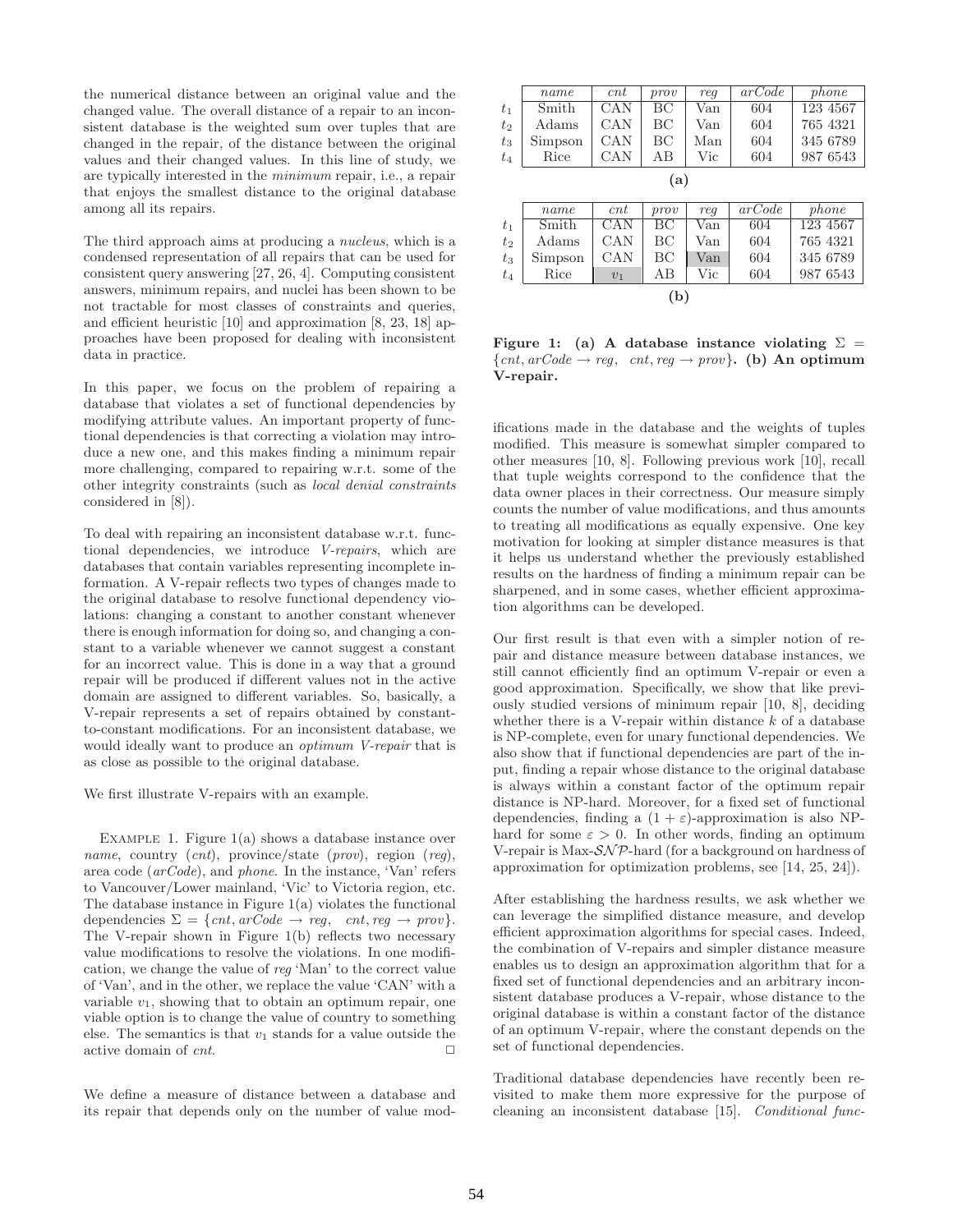the numerical distance between an original value and the changed value. The overall distance of a repair to an inconsistent database is the weighted sum over tuples that are changed in the repair, of the distance between the original values and their changed values. In this line of study, we are typically interested in the *minimum* repair, i.e., a repair that enjoys the smallest distance to the original database among all its repairs.

The third approach aims at producing a *nucleus*, which is a condensed representation of all repairs that can be used for consistent query answering [27, 26, 4]. Computing consistent answers, minimum repairs, and nuclei has been shown to be not tractable for most classes of constraints and queries, and efficient heuristic [10] and approximation [8, 23, 18] approaches have been proposed for dealing with inconsistent data in practice.

In this paper, we focus on the problem of repairing a database that violates a set of functional dependencies by modifying attribute values. An important property of functional dependencies is that correcting a violation may introduce a new one, and this makes finding a minimum repair more challenging, compared to repairing w.r.t. some of the other integrity constraints (such as *local denial constraints* considered in [8]).

To deal with repairing an inconsistent database w.r.t. functional dependencies, we introduce *V-repairs*, which are databases that contain variables representing incomplete information. A V-repair reflects two types of changes made to the original database to resolve functional dependency violations: changing a constant to another constant whenever there is enough information for doing so, and changing a constant to a variable whenever we cannot suggest a constant for an incorrect value. This is done in a way that a ground repair will be produced if different values not in the active domain are assigned to different variables. So, basically, a V-repair represents a set of repairs obtained by constant-to-constant modifications. For an inconsistent database, we would ideally want to produce an *optimum V-repair* that is as close as possible to the original database.

We first illustrate V-repairs with an example.

EXAMPLE 1. Figure 1(a) shows a database instance over *name*, country (*cnt*), province/state (*prov*), region (*reg*), area code (*arCode*), and *phone*. In the instance, 'Van' refers to Vancouver/Lower mainland, 'Vic' to Victoria region, etc. The database instance in Figure 1(a) violates the functional dependencies $\Sigma = \{cnt, arCode \rightarrow reg, \;\; cnt, reg \rightarrow prov\}$. The V-repair shown in Figure 1(b) reflects two necessary value modifications to resolve the violations. In one modification, we change the value of *reg* 'Man' to the correct value of 'Van', and in the other, we replace the value 'CAN' with a variable $v_1$, showing that to obtain an optimum repair, one viable option is to change the value of country to something else. The semantics is that $v_1$ stands for a value outside the active domain of *cnt*. □

|  | *name* | *cnt* | *prov* | *reg* | *arCode* | *phone* |
|---|---|---|---|---|---|---|
| $t_1$ | Smith | CAN | BC | Van | 604 | 123 4567 |
| $t_2$ | Adams | CAN | BC | Van | 604 | 765 4321 |
| $t_3$ | Simpson | CAN | BC | Man | 604 | 345 6789 |
| $t_4$ | Rice | CAN | AB | Vic | 604 | 987 6543 |

**(a)**

|  | *name* | *cnt* | *prov* | *reg* | *arCode* | *phone* |
|---|---|---|---|---|---|---|
| $t_1$ | Smith | CAN | BC | Van | 604 | 123 4567 |
| $t_2$ | Adams | CAN | BC | Van | 604 | 765 4321 |
| $t_3$ | Simpson | CAN | BC | Van | 604 | 345 6789 |
| $t_4$ | Rice | $v_1$ | AB | Vic | 604 | 987 6543 |

**(b)**

**Figure 1: (a) A database instance violating $\Sigma = \{cnt, arCode \rightarrow reg, \;\; cnt, reg \rightarrow prov\}$. (b) An optimum V-repair.**

We define a measure of distance between a database and its repair that depends only on the number of value modifications made in the database and the weights of tuples modified. This measure is somewhat simpler compared to other measures [10, 8]. Following previous work [10], recall that tuple weights correspond to the confidence that the data owner places in their correctness. Our measure simply counts the number of value modifications, and thus amounts to treating all modifications as equally expensive. One key motivation for looking at simpler distance measures is that it helps us understand whether the previously established results on the hardness of finding a minimum repair can be sharpened, and in some cases, whether efficient approximation algorithms can be developed.

Our first result is that even with a simpler notion of repair and distance measure between database instances, we still cannot efficiently find an optimum V-repair or even a good approximation. Specifically, we show that like previously studied versions of minimum repair [10, 8], deciding whether there is a V-repair within distance $k$ of a database is NP-complete, even for unary functional dependencies. We also show that if functional dependencies are part of the input, finding a repair whose distance to the original database is always within a constant factor of the optimum repair distance is NP-hard. Moreover, for a fixed set of functional dependencies, finding a $(1 + \varepsilon)$-approximation is also NP-hard for some $\varepsilon > 0$. In other words, finding an optimum V-repair is Max-$\mathcal{SNP}$-hard (for a background on hardness of approximation for optimization problems, see [14, 25, 24]).

After establishing the hardness results, we ask whether we can leverage the simplified distance measure, and develop efficient approximation algorithms for special cases. Indeed, the combination of V-repairs and simpler distance measure enables us to design an approximation algorithm that for a fixed set of functional dependencies and an arbitrary inconsistent database produces a V-repair, whose distance to the original database is within a constant factor of the distance of an optimum V-repair, where the constant depends on the set of functional dependencies.

Traditional database dependencies have recently been revisited to make them more expressive for the purpose of cleaning an inconsistent database [15]. *Conditional func-*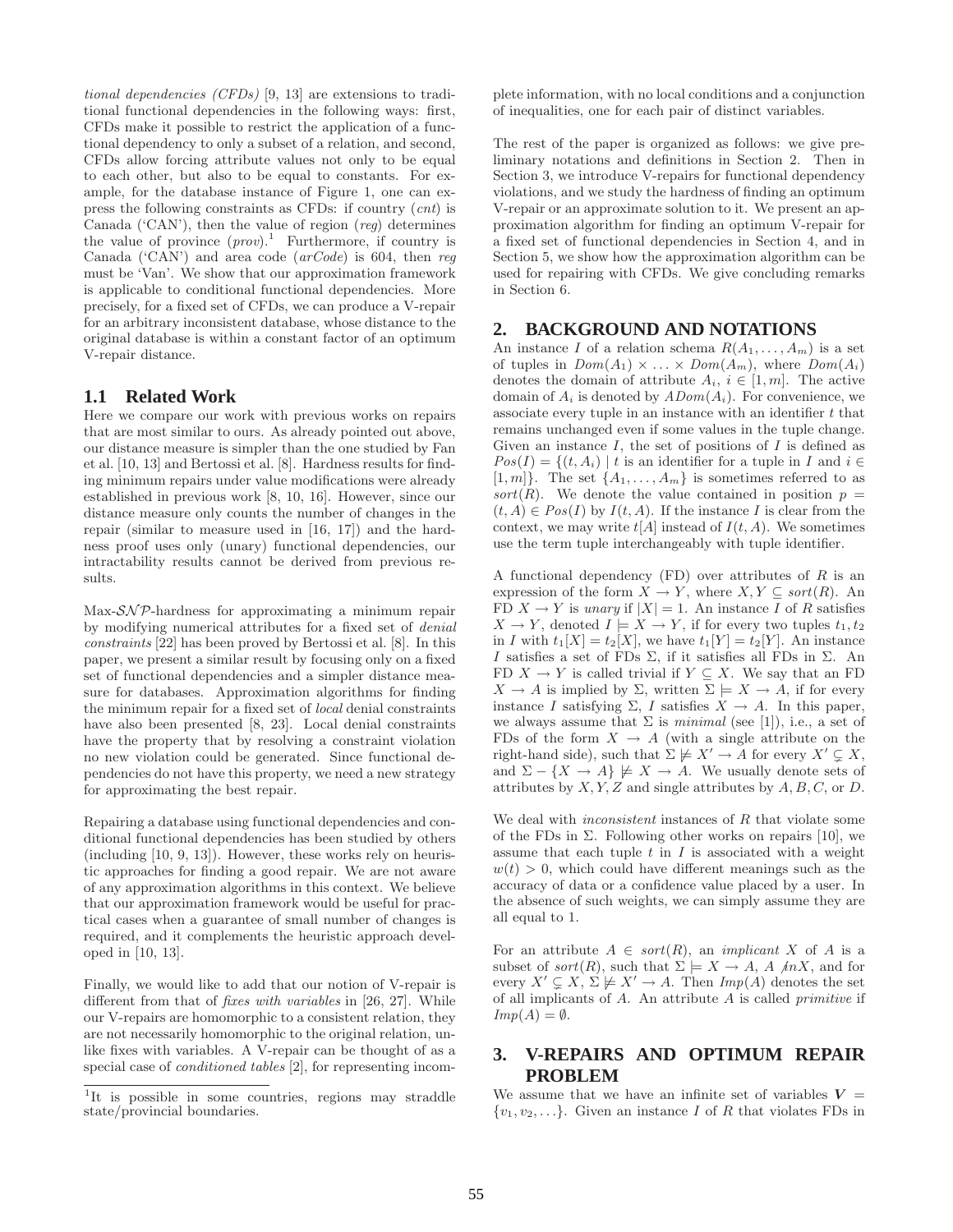*tional dependencies (CFDs)* [9, 13] are extensions to traditional functional dependencies in the following ways: first, CFDs make it possible to restrict the application of a functional dependency to only a subset of a relation, and second, CFDs allow forcing attribute values not only to be equal to each other, but also to be equal to constants. For example, for the database instance of Figure 1, one can express the following constraints as CFDs: if country (*cnt*) is Canada ('CAN'), then the value of region (*reg*) determines the value of province (*prov*).[1] Furthermore, if country is Canada ('CAN') and area code (*arCode*) is 604, then *reg* must be 'Van'. We show that our approximation framework is applicable to conditional functional dependencies. More precisely, for a fixed set of CFDs, we can produce a V-repair for an arbitrary inconsistent database, whose distance to the original database is within a constant factor of an optimum V-repair distance.

## 1.1 Related Work

Here we compare our work with previous works on repairs that are most similar to ours. As already pointed out above, our distance measure is simpler than the one studied by Fan et al. [10, 13] and Bertossi et al. [8]. Hardness results for finding minimum repairs under value modifications were already established in previous work [8, 10, 16]. However, since our distance measure only counts the number of changes in the repair (similar to measure used in [16, 17]) and the hardness proof uses only (unary) functional dependencies, our intractability results cannot be derived from previous results.

Max-$\mathcal{SNP}$-hardness for approximating a minimum repair by modifying numerical attributes for a fixed set of *denial constraints* [22] has been proved by Bertossi et al. [8]. In this paper, we present a similar result by focusing only on a fixed set of functional dependencies and a simpler distance measure for databases. Approximation algorithms for finding the minimum repair for a fixed set of *local* denial constraints have also been presented [8, 23]. Local denial constraints have the property that by resolving a constraint violation no new violation could be generated. Since functional dependencies do not have this property, we need a new strategy for approximating the best repair.

Repairing a database using functional dependencies and conditional functional dependencies has been studied by others (including [10, 9, 13]). However, these works rely on heuristic approaches for finding a good repair. We are not aware of any approximation algorithms in this context. We believe that our approximation framework would be useful for practical cases when a guarantee of small number of changes is required, and it complements the heuristic approach developed in [10, 13].

Finally, we would like to add that our notion of V-repair is different from that of *fixes with variables* in [26, 27]. While our V-repairs are homomorphic to a consistent relation, they are not necessarily homomorphic to the original relation, unlike fixes with variables. A V-repair can be thought of as a special case of *conditioned tables* [2], for representing incomplete information, with no local conditions and a conjunction of inequalities, one for each pair of distinct variables.

The rest of the paper is organized as follows: we give preliminary notations and definitions in Section 2. Then in Section 3, we introduce V-repairs for functional dependency violations, and we study the hardness of finding an optimum V-repair or an approximate solution to it. We present an approximation algorithm for finding an optimum V-repair for a fixed set of functional dependencies in Section 4, and in Section 5, we show how the approximation algorithm can be used for repairing with CFDs. We give concluding remarks in Section 6.

[1] It is possible in some countries, regions may straddle state/provincial boundaries.

## 2. BACKGROUND AND NOTATIONS

An instance $I$ of a relation schema $R(A_1, \ldots, A_m)$ is a set of tuples in $Dom(A_1) \times \ldots \times Dom(A_m)$, where $Dom(A_i)$ denotes the domain of attribute $A_i$, $i \in [1, m]$. The active domain of $A_i$ is denoted by $ADom(A_i)$. For convenience, we associate every tuple in an instance with an identifier $t$ that remains unchanged even if some values in the tuple change. Given an instance $I$, the set of positions of $I$ is defined as $Pos(I) = \{(t, A_i) \mid t$ is an identifier for a tuple in $I$ and $i \in [1, m]\}$. The set $\{A_1, \ldots, A_m\}$ is sometimes referred to as $sort(R)$. We denote the value contained in position $p = (t, A) \in Pos(I)$ by $I(t, A)$. If the instance $I$ is clear from the context, we may write $t[A]$ instead of $I(t, A)$. We sometimes use the term tuple interchangeably with tuple identifier.

A functional dependency (FD) over attributes of $R$ is an expression of the form $X \to Y$, where $X, Y \subseteq sort(R)$. An FD $X \to Y$ is *unary* if $|X| = 1$. An instance $I$ of $R$ satisfies $X \to Y$, denoted $I \models X \to Y$, if for every two tuples $t_1, t_2$ in $I$ with $t_1[X] = t_2[X]$, we have $t_1[Y] = t_2[Y]$. An instance $I$ satisfies a set of FDs $\Sigma$, if it satisfies all FDs in $\Sigma$. An FD $X \to Y$ is called trivial if $Y \subseteq X$. We say that an FD $X \to A$ is implied by $\Sigma$, written $\Sigma \models X \to A$, if for every instance $I$ satisfying $\Sigma$, $I$ satisfies $X \to A$. In this paper, we always assume that $\Sigma$ is *minimal* (see [1]), i.e., a set of FDs of the form $X \to A$ (with a single attribute on the right-hand side), such that $\Sigma \not\models X' \to A$ for every $X' \subsetneq X$, and $\Sigma - \{X \to A\} \not\models X \to A$. We usually denote sets of attributes by $X, Y, Z$ and single attributes by $A, B, C$, or $D$.

We deal with *inconsistent* instances of $R$ that violate some of the FDs in $\Sigma$. Following other works on repairs [10], we assume that each tuple $t$ in $I$ is associated with a weight $w(t) > 0$, which could have different meanings such as the accuracy of data or a confidence value placed by a user. In the absence of such weights, we can simply assume they are all equal to 1.

For an attribute $A \in sort(R)$, an *implicant* $X$ of $A$ is a subset of $sort(R)$, such that $\Sigma \models X \to A$, $A \notin X$, and for every $X' \subsetneq X$, $\Sigma \not\models X' \to A$. Then $Imp(A)$ denotes the set of all implicants of $A$. An attribute $A$ is called *primitive* if $Imp(A) = \emptyset$.

## 3. V-REPAIRS AND OPTIMUM REPAIR PROBLEM

We assume that we have an infinite set of variables $\boldsymbol{V} = \{v_1, v_2, \ldots\}$. Given an instance $I$ of $R$ that violates FDs in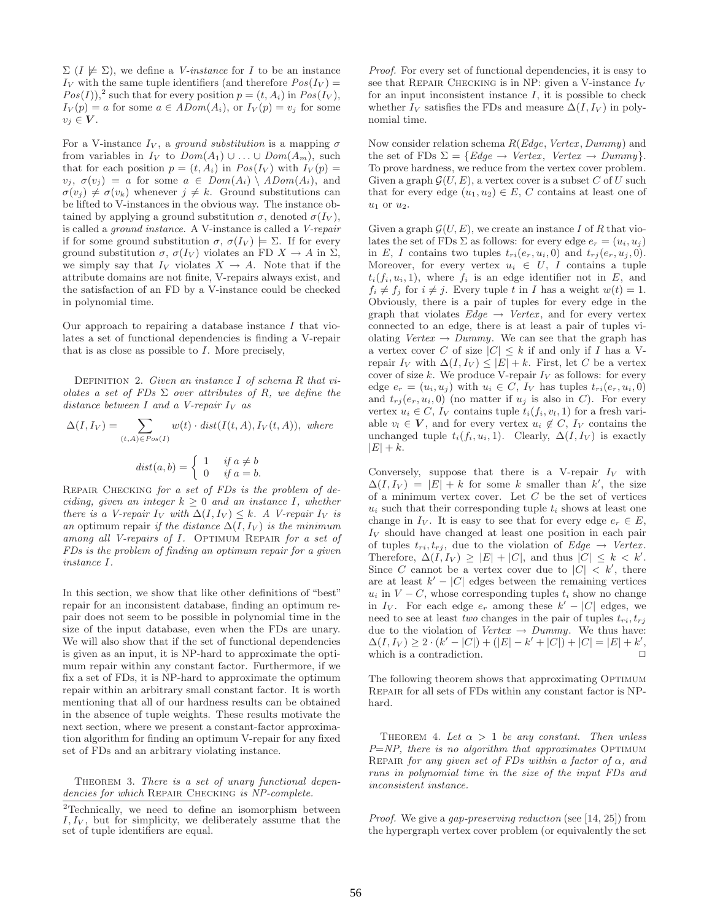$\Sigma$ ($I \not\models \Sigma$), we define a *V-instance* for $I$ to be an instance $I_V$ with the same tuple identifiers (and therefore $Pos(I_V) = Pos(I)$),[2] such that for every position $p = (t, A_i)$ in $Pos(I_V)$, $I_V(p) = a$ for some $a \in ADom(A_i)$, or $I_V(p) = v_j$ for some $v_j \in \boldsymbol{V}$.

For a V-instance $I_V$, a *ground substitution* is a mapping $\sigma$ from variables in $I_V$ to $Dom(A_1) \cup \ldots \cup Dom(A_m)$, such that for each position $p = (t, A_i)$ in $Pos(I_V)$ with $I_V(p) = v_j$, $\sigma(v_j) = a$ for some $a \in Dom(A_i) \setminus ADom(A_i)$, and $\sigma(v_j) \neq \sigma(v_k)$ whenever $j \neq k$. Ground substitutions can be lifted to V-instances in the obvious way. The instance obtained by applying a ground substitution $\sigma$, denoted $\sigma(I_V)$, is called a *ground instance*. A V-instance is called a *V-repair* if for some ground substitution $\sigma$, $\sigma(I_V) \models \Sigma$. If for every ground substitution $\sigma$, $\sigma(I_V)$ violates an FD $X \to A$ in $\Sigma$, we simply say that $I_V$ violates $X \to A$. Note that if the attribute domains are not finite, V-repairs always exist, and the satisfaction of an FD by a V-instance could be checked in polynomial time.

Our approach to repairing a database instance $I$ that violates a set of functional dependencies is finding a V-repair that is as close as possible to $I$. More precisely,

Definition 2. *Given an instance $I$ of schema $R$ that violates a set of FDs $\Sigma$ over attributes of $R$, we define the distance between $I$ and a V-repair $I_V$ as*

$$\Delta(I, I_V) = \sum_{(t,A) \in Pos(I)} w(t) \cdot dist(I(t, A), I_V(t, A)), \text{ where}$$

$$dist(a, b) = \begin{cases} 1 & \text{if } a \neq b \\ 0 & \text{if } a = b. \end{cases}$$

*Repair Checking for a set of FDs is the problem of deciding, given an integer $k \geq 0$ and an instance $I$, whether there is a V-repair $I_V$ with $\Delta(I, I_V) \leq k$. A V-repair $I_V$ is an* optimum repair *if the distance $\Delta(I, I_V)$ is the minimum among all V-repairs of $I$. Optimum Repair for a set of FDs is the problem of finding an optimum repair for a given instance $I$.*

In this section, we show that like other definitions of "best" repair for an inconsistent database, finding an optimum repair does not seem to be possible in polynomial time in the size of the input database, even when the FDs are unary. We will also show that if the set of functional dependencies is given as an input, it is NP-hard to approximate the optimum repair within any constant factor. Furthermore, if we fix a set of FDs, it is NP-hard to approximate the optimum repair within an arbitrary small constant factor. It is worth mentioning that all of our hardness results can be obtained in the absence of tuple weights. These results motivate the next section, where we present a constant-factor approximation algorithm for finding an optimum V-repair for any fixed set of FDs and an arbitrary violating instance.

Theorem 3. *There is a set of unary functional dependencies for which Repair Checking is NP-complete.*

[2] Technically, we need to define an isomorphism between $I, I_V$, but for simplicity, we deliberately assume that the set of tuple identifiers are equal.

*Proof.* For every set of functional dependencies, it is easy to see that Repair Checking is in NP: given a V-instance $I_V$ for an input inconsistent instance $I$, it is possible to check whether $I_V$ satisfies the FDs and measure $\Delta(I, I_V)$ in polynomial time.

Now consider relation schema $R(Edge, Vertex, Dummy)$ and the set of FDs $\Sigma = \{Edge \to Vertex,\ Vertex \to Dummy\}$. To prove hardness, we reduce from the vertex cover problem. Given a graph $\mathcal{G}(U, E)$, a vertex cover is a subset $C$ of $U$ such that for every edge $(u_1, u_2) \in E$, $C$ contains at least one of $u_1$ or $u_2$.

Given a graph $\mathcal{G}(U, E)$, we create an instance $I$ of $R$ that violates the set of FDs $\Sigma$ as follows: for every edge $e_r = (u_i, u_j)$ in $E$, $I$ contains two tuples $t_{ri}(e_r, u_i, 0)$ and $t_{rj}(e_r, u_j, 0)$. Moreover, for every vertex $u_i \in U$, $I$ contains a tuple $t_i(f_i, u_i, 1)$, where $f_i$ is an edge identifier not in $E$, and $f_i \neq f_j$ for $i \neq j$. Every tuple $t$ in $I$ has a weight $w(t) = 1$. Obviously, there is a pair of tuples for every edge in the graph that violates $Edge \to Vertex$, and for every vertex connected to an edge, there is at least a pair of tuples violating $Vertex \to Dummy$. We can see that the graph has a vertex cover $C$ of size $|C| \leq k$ if and only if $I$ has a V-repair $I_V$ with $\Delta(I, I_V) \leq |E| + k$. First, let $C$ be a vertex cover of size $k$. We produce V-repair $I_V$ as follows: for every edge $e_r = (u_i, u_j)$ with $u_i \in C$, $I_V$ has tuples $t_{ri}(e_r, u_i, 0)$ and $t_{rj}(e_r, u_i, 0)$ (no matter if $u_j$ is also in $C$). For every vertex $u_i \in C$, $I_V$ contains tuple $t_i(f_i, v_l, 1)$ for a fresh variable $v_l \in \boldsymbol{V}$, and for every vertex $u_i \notin C$, $I_V$ contains the unchanged tuple $t_i(f_i, u_i, 1)$. Clearly, $\Delta(I, I_V)$ is exactly $|E| + k$.

Conversely, suppose that there is a V-repair $I_V$ with $\Delta(I, I_V) = |E| + k$ for some $k$ smaller than $k'$, the size of a minimum vertex cover. Let $C$ be the set of vertices $u_i$ such that their corresponding tuple $t_i$ shows at least one change in $I_V$. It is easy to see that for every edge $e_r \in E$, $I_V$ should have changed at least one position in each pair of tuples $t_{ri}, t_{rj}$, due to the violation of $Edge \to Vertex$. Therefore, $\Delta(I, I_V) \geq |E| + |C|$, and thus $|C| \leq k < k'$. Since $C$ cannot be a vertex cover due to $|C| < k'$, there are at least $k' - |C|$ edges between the remaining vertices $u_i$ in $V - C$, whose corresponding tuples $t_i$ show no change in $I_V$. For each edge $e_r$ among these $k' - |C|$ edges, we need to see at least *two* changes in the pair of tuples $t_{ri}, t_{rj}$ due to the violation of $Vertex \to Dummy$. We thus have: $\Delta(I, I_V) \geq 2 \cdot (k' - |C|) + (|E| - k' + |C|) + |C| = |E| + k'$, which is a contradiction. $\Box$

The following theorem shows that approximating Optimum Repair for all sets of FDs within any constant factor is NP-hard.

Theorem 4. *Let $\alpha > 1$ be any constant. Then unless P=NP, there is no algorithm that approximates Optimum Repair for any given set of FDs within a factor of $\alpha$, and runs in polynomial time in the size of the input FDs and inconsistent instance.*

*Proof.* We give a *gap-preserving reduction* (see [14, 25]) from the hypergraph vertex cover problem (or equivalently the set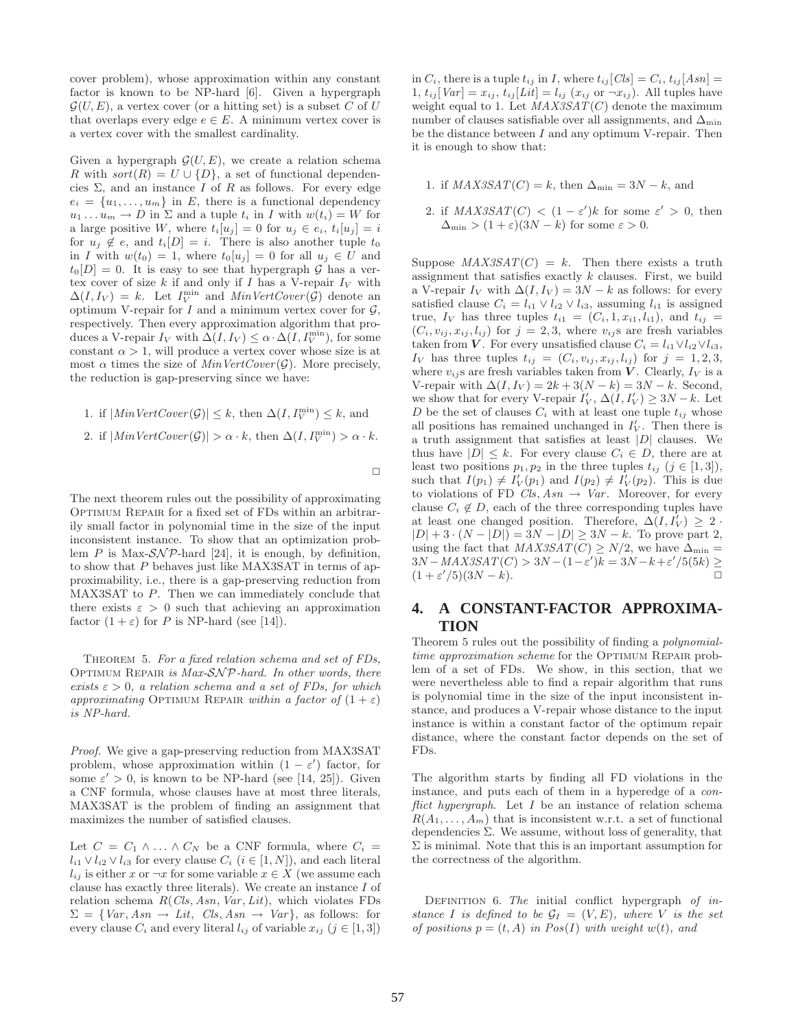cover problem), whose approximation within any constant factor is known to be NP-hard [6]. Given a hypergraph $\mathcal{G}(U, E)$, a vertex cover (or a hitting set) is a subset $C$ of $U$ that overlaps every edge $e \in E$. A minimum vertex cover is a vertex cover with the smallest cardinality.

Given a hypergraph $\mathcal{G}(U, E)$, we create a relation schema $R$ with $sort(R) = U \cup \{D\}$, a set of functional dependencies $\Sigma$, and an instance $I$ of $R$ as follows. For every edge $e_i = \{u_1, \ldots, u_m\}$ in $E$, there is a functional dependency $u_1 \ldots u_m \to D$ in $\Sigma$ and a tuple $t_i$ in $I$ with $w(t_i) = W$ for a large positive $W$, where $t_i[u_j] = 0$ for $u_j \in e_i$, $t_i[u_j] = i$ for $u_j \notin e$, and $t_i[D] = i$. There is also another tuple $t_0$ in $I$ with $w(t_0) = 1$, where $t_0[u_j] = 0$ for all $u_j \in U$ and $t_0[D] = 0$. It is easy to see that hypergraph $\mathcal{G}$ has a vertex cover of size $k$ if and only if $I$ has a V-repair $I_V$ with $\Delta(I, I_V) = k$. Let $I_V^{\min}$ and $MinVertCover(\mathcal{G})$ denote an optimum V-repair for $I$ and a minimum vertex cover for $\mathcal{G}$, respectively. Then every approximation algorithm that produces a V-repair $I_V$ with $\Delta(I, I_V) \leq \alpha \cdot \Delta(I, I_V^{\min})$, for some constant $\alpha > 1$, will produce a vertex cover whose size is at most $\alpha$ times the size of $MinVertCover(\mathcal{G})$. More precisely, the reduction is gap-preserving since we have:

1. if $|MinVertCover(\mathcal{G})| \leq k$, then $\Delta(I, I_V^{\min}) \leq k$, and
2. if $|MinVertCover(\mathcal{G})| > \alpha \cdot k$, then $\Delta(I, I_V^{\min}) > \alpha \cdot k$.

$\Box$

The next theorem rules out the possibility of approximating Optimum Repair for a fixed set of FDs within an arbitrarily small factor in polynomial time in the size of the input inconsistent instance. To show that an optimization problem $P$ is Max-$\mathcal{SNP}$-hard [24], it is enough, by definition, to show that $P$ behaves just like MAX3SAT in terms of approximability, i.e., there is a gap-preserving reduction from MAX3SAT to $P$. Then we can immediately conclude that there exists $\varepsilon > 0$ such that achieving an approximation factor $(1 + \varepsilon)$ for $P$ is NP-hard (see [14]).

Theorem 5. *For a fixed relation schema and set of FDs,* Optimum Repair *is Max-$\mathcal{SNP}$-hard. In other words, there exists $\varepsilon > 0$, a relation schema and a set of FDs, for which approximating* Optimum Repair *within a factor of $(1 + \varepsilon)$ is NP-hard.*

*Proof.* We give a gap-preserving reduction from MAX3SAT problem, whose approximation within $(1 - \varepsilon')$ factor, for some $\varepsilon' > 0$, is known to be NP-hard (see [14, 25]). Given a CNF formula, whose clauses have at most three literals, MAX3SAT is the problem of finding an assignment that maximizes the number of satisfied clauses.

Let $C = C_1 \wedge \ldots \wedge C_N$ be a CNF formula, where $C_i = l_{i1} \vee l_{i2} \vee l_{i3}$ for every clause $C_i$ ($i \in [1, N]$), and each literal $l_{ij}$ is either $x$ or $\neg x$ for some variable $x \in X$ (we assume each clause has exactly three literals). We create an instance $I$ of relation schema $R(Cls, Asn, Var, Lit)$, which violates FDs $\Sigma = \{Var, Asn \to Lit,\ Cls, Asn \to Var\}$, as follows: for every clause $C_i$ and every literal $l_{ij}$ of variable $x_{ij}$ ($j \in [1, 3]$) in $C_i$, there is a tuple $t_{ij}$ in $I$, where $t_{ij}[Cls] = C_i$, $t_{ij}[Asn] = 1$, $t_{ij}[Var] = x_{ij}$, $t_{ij}[Lit] = l_{ij}$ ($x_{ij}$ or $\neg x_{ij}$). All tuples have weight equal to 1. Let $MAX3SAT(C)$ denote the maximum number of clauses satisfiable over all assignments, and $\Delta_{\min}$ be the distance between $I$ and any optimum V-repair. Then it is enough to show that:

1. if $MAX3SAT(C) = k$, then $\Delta_{\min} = 3N - k$, and
2. if $MAX3SAT(C) < (1 - \varepsilon')k$ for some $\varepsilon' > 0$, then $\Delta_{\min} > (1 + \varepsilon)(3N - k)$ for some $\varepsilon > 0$.

Suppose $MAX3SAT(C) = k$. Then there exists a truth assignment that satisfies exactly $k$ clauses. First, we build a V-repair $I_V$ with $\Delta(I, I_V) = 3N - k$ as follows: for every satisfied clause $C_i = l_{i1} \vee l_{i2} \vee l_{i3}$, assuming $l_{i1}$ is assigned true, $I_V$ has three tuples $t_{i1} = (C_i, 1, x_{i1}, l_{i1})$, and $t_{ij} = (C_i, v_{ij}, x_{ij}, l_{ij})$ for $j = 2, 3$, where $v_{ij}$s are fresh variables taken from $\boldsymbol{V}$. For every unsatisfied clause $C_i = l_{i1} \vee l_{i2} \vee l_{i3}$, $I_V$ has three tuples $t_{ij} = (C_i, v_{ij}, x_{ij}, l_{ij})$ for $j = 1, 2, 3$, where $v_{ij}$s are fresh variables taken from $\boldsymbol{V}$. Clearly, $I_V$ is a V-repair with $\Delta(I, I_V) = 2k + 3(N - k) = 3N - k$. Second, we show that for every V-repair $I'_V$, $\Delta(I, I'_V) \geq 3N - k$. Let $D$ be the set of clauses $C_i$ with at least one tuple $t_{ij}$ whose all positions has remained unchanged in $I'_V$. Then there is a truth assignment that satisfies at least $|D|$ clauses. We thus have $|D| \leq k$. For every clause $C_i \in D$, there are at least two positions $p_1, p_2$ in the three tuples $t_{ij}$ ($j \in [1, 3]$), such that $I(p_1) \neq I'_V(p_1)$ and $I(p_2) \neq I'_V(p_2)$. This is due to violations of FD $Cls, Asn \to Var$. Moreover, for every clause $C_i \notin D$, each of the three corresponding tuples have at least one changed position. Therefore, $\Delta(I, I'_V) \geq 2 \cdot |D| + 3 \cdot (N - |D|) = 3N - |D| \geq 3N - k$. To prove part 2, using the fact that $MAX3SAT(C) \geq N/2$, we have $\Delta_{\min} = 3N - MAX3SAT(C) > 3N - (1 - \varepsilon')k = 3N - k + \varepsilon'/5(5k) \geq (1 + \varepsilon'/5)(3N - k)$. $\Box$

## 4. A CONSTANT-FACTOR APPROXIMATION

Theorem 5 rules out the possibility of finding a *polynomial-time approximation scheme* for the Optimum Repair problem of a set of FDs. We show, in this section, that we were nevertheless able to find a repair algorithm that runs is polynomial time in the size of the input inconsistent instance, and produces a V-repair whose distance to the input instance is within a constant factor of the optimum repair distance, where the constant factor depends on the set of FDs.

The algorithm starts by finding all FD violations in the instance, and puts each of them in a hyperedge of a *conflict hypergraph*. Let $I$ be an instance of relation schema $R(A_1, \ldots, A_m)$ that is inconsistent w.r.t. a set of functional dependencies $\Sigma$. We assume, without loss of generality, that $\Sigma$ is minimal. Note that this is an important assumption for the correctness of the algorithm.

Definition 6. *The* initial conflict hypergraph *of instance $I$ is defined to be $\mathcal{G}_I = (V, E)$, where $V$ is the set of positions $p = (t, A)$ in $Pos(I)$ with weight $w(t)$, and*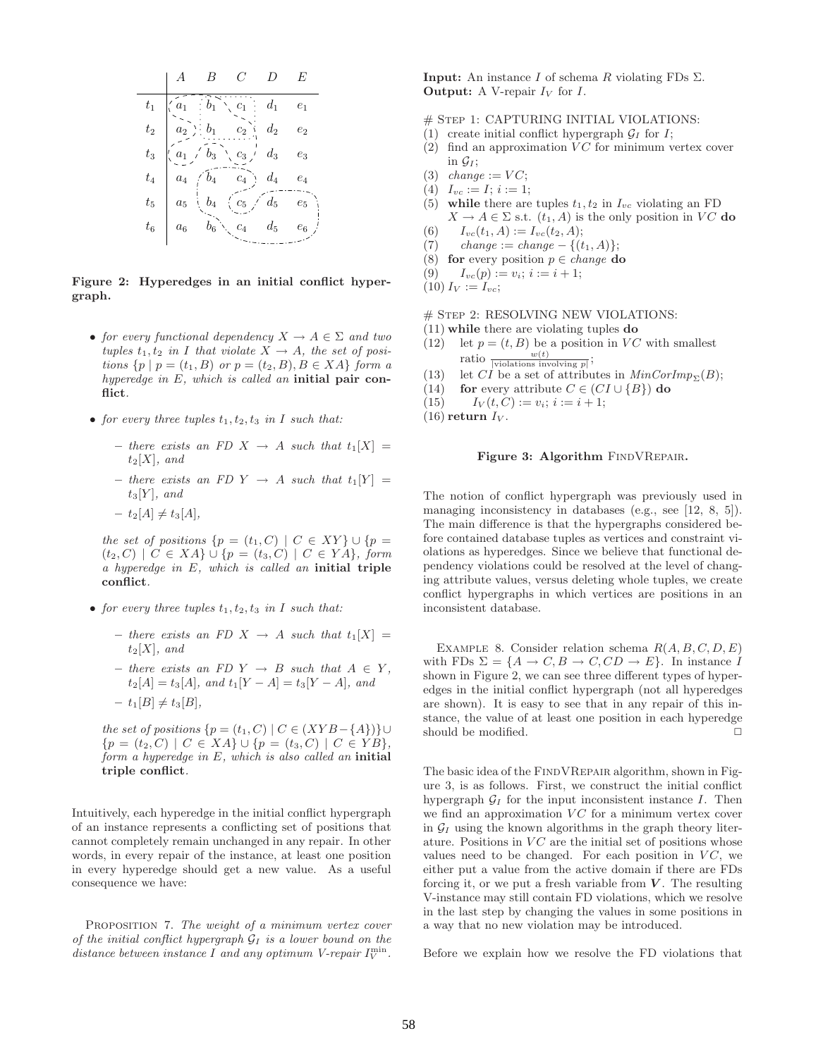|  | A | B | C | D | E |
|---|---|---|---|---|---|
| $t_1$ | $a_1$ | $b_1$ | $c_1$ | $d_1$ | $e_1$ |
| $t_2$ | $a_2$ | $b_1$ | $c_2$ | $d_2$ | $e_2$ |
| $t_3$ | $a_1$ | $b_3$ | $c_3$ | $d_3$ | $e_3$ |
| $t_4$ | $a_4$ | $b_4$ | $c_4$ | $d_4$ | $e_4$ |
| $t_5$ | $a_5$ | $b_4$ | $c_5$ | $d_5$ | $e_5$ |
| $t_6$ | $a_6$ | $b_6$ | $c_4$ | $d_5$ | $e_6$ |

**Figure 2: Hyperedges in an initial conflict hypergraph.**

- *for every functional dependency $X \rightarrow A \in \Sigma$ and two tuples $t_1, t_2$ in $I$ that violate $X \rightarrow A$, the set of positions $\{p \mid p = (t_1, B)$ or $p = (t_2, B), B \in XA\}$ form a hyperedge in $E$, which is called an* **initial pair conflict**.
- *for every three tuples $t_1, t_2, t_3$ in $I$ such that:*
  - *there exists an FD $X \rightarrow A$ such that $t_1[X] = t_2[X]$, and*
  - *there exists an FD $Y \rightarrow A$ such that $t_1[Y] = t_3[Y]$, and*
  - *$t_2[A] \neq t_3[A]$,*

  *the set of positions $\{p = (t_1, C) \mid C \in XY\} \cup \{p = (t_2, C) \mid C \in XA\} \cup \{p = (t_3, C) \mid C \in YA\}$, form a hyperedge in $E$, which is called an* **initial triple conflict**.
- *for every three tuples $t_1, t_2, t_3$ in $I$ such that:*
  - *there exists an FD $X \rightarrow A$ such that $t_1[X] = t_2[X]$, and*
  - *there exists an FD $Y \rightarrow B$ such that $A \in Y$, $t_2[A] = t_3[A]$, and $t_1[Y - A] = t_3[Y - A]$, and*
  - *$t_1[B] \neq t_3[B]$,*

  *the set of positions $\{p = (t_1, C) \mid C \in (XYB - \{A\})\} \cup \{p = (t_2, C) \mid C \in XA\} \cup \{p = (t_3, C) \mid C \in YB\}$, form a hyperedge in $E$, which is also called an* **initial triple conflict**.

Intuitively, each hyperedge in the initial conflict hypergraph of an instance represents a conflicting set of positions that cannot completely remain unchanged in any repair. In other words, in every repair of the instance, at least one position in every hyperedge should get a new value. As a useful consequence we have:

Proposition 7. *The weight of a minimum vertex cover of the initial conflict hypergraph $\mathcal{G}_I$ is a lower bound on the distance between instance $I$ and any optimum V-repair $I_V^{\min}$.*

**Input:** An instance $I$ of schema $R$ violating FDs $\Sigma$.
**Output:** A V-repair $I_V$ for $I$.

\# Step 1: Capturing initial violations:
(1) create initial conflict hypergraph $\mathcal{G}_I$ for $I$;
(2) find an approximation $VC$ for minimum vertex cover in $\mathcal{G}_I$;
(3) *change* $:= VC$;
(4) $I_{vc} := I$; $i := 1$;
(5) **while** there are tuples $t_1, t_2$ in $I_{vc}$ violating an FD $X \rightarrow A \in \Sigma$ s.t. $(t_1, A)$ is the only position in $VC$ **do**
(6) $\quad I_{vc}(t_1, A) := I_{vc}(t_2, A)$;
(7) $\quad$ *change* $:=$ *change* $- \{(t_1, A)\}$;
(8) **for** every position $p \in$ *change* **do**
(9) $\quad I_{vc}(p) := v_i$; $i := i + 1$;
(10) $I_V := I_{vc}$;

\# Step 2: Resolving new violations:
(11) **while** there are violating tuples **do**
(12) $\quad$ let $p = (t, B)$ be a position in $VC$ with smallest ratio $\frac{w(t)}{|\text{violations involving } p|}$;
(13) $\quad$ let $CI$ be a set of attributes in $MinCorImp_\Sigma(B)$;
(14) $\quad$ **for** every attribute $C \in (CI \cup \{B\})$ **do**
(15) $\quad\quad I_V(t, C) := v_i$; $i := i + 1$;
(16) **return** $I_V$.

**Figure 3: Algorithm FindVRepair.**

The notion of conflict hypergraph was previously used in managing inconsistency in databases (e.g., see [12, 8, 5]). The main difference is that the hypergraphs considered before contained database tuples as vertices and constraint violations as hyperedges. Since we believe that functional dependency violations could be resolved at the level of changing attribute values, versus deleting whole tuples, we create conflict hypergraphs in which vertices are positions in an inconsistent database.

Example 8. Consider relation schema $R(A, B, C, D, E)$ with FDs $\Sigma = \{A \rightarrow C, B \rightarrow C, CD \rightarrow E\}$. In instance $I$ shown in Figure 2, we can see three different types of hyperedges in the initial conflict hypergraph (not all hyperedges are shown). It is easy to see that in any repair of this instance, the value of at least one position in each hyperedge should be modified. □

The basic idea of the FindVRepair algorithm, shown in Figure 3, is as follows. First, we construct the initial conflict hypergraph $\mathcal{G}_I$ for the input inconsistent instance $I$. Then we find an approximation $VC$ for a minimum vertex cover in $\mathcal{G}_I$ using the known algorithms in the graph theory literature. Positions in $VC$ are the initial set of positions whose values need to be changed. For each position in $VC$, we either put a value from the active domain if there are FDs forcing it, or we put a fresh variable from $\boldsymbol{V}$. The resulting V-instance may still contain FD violations, which we resolve in the last step by changing the values in some positions in a way that no new violation may be introduced.

Before we explain how we resolve the FD violations that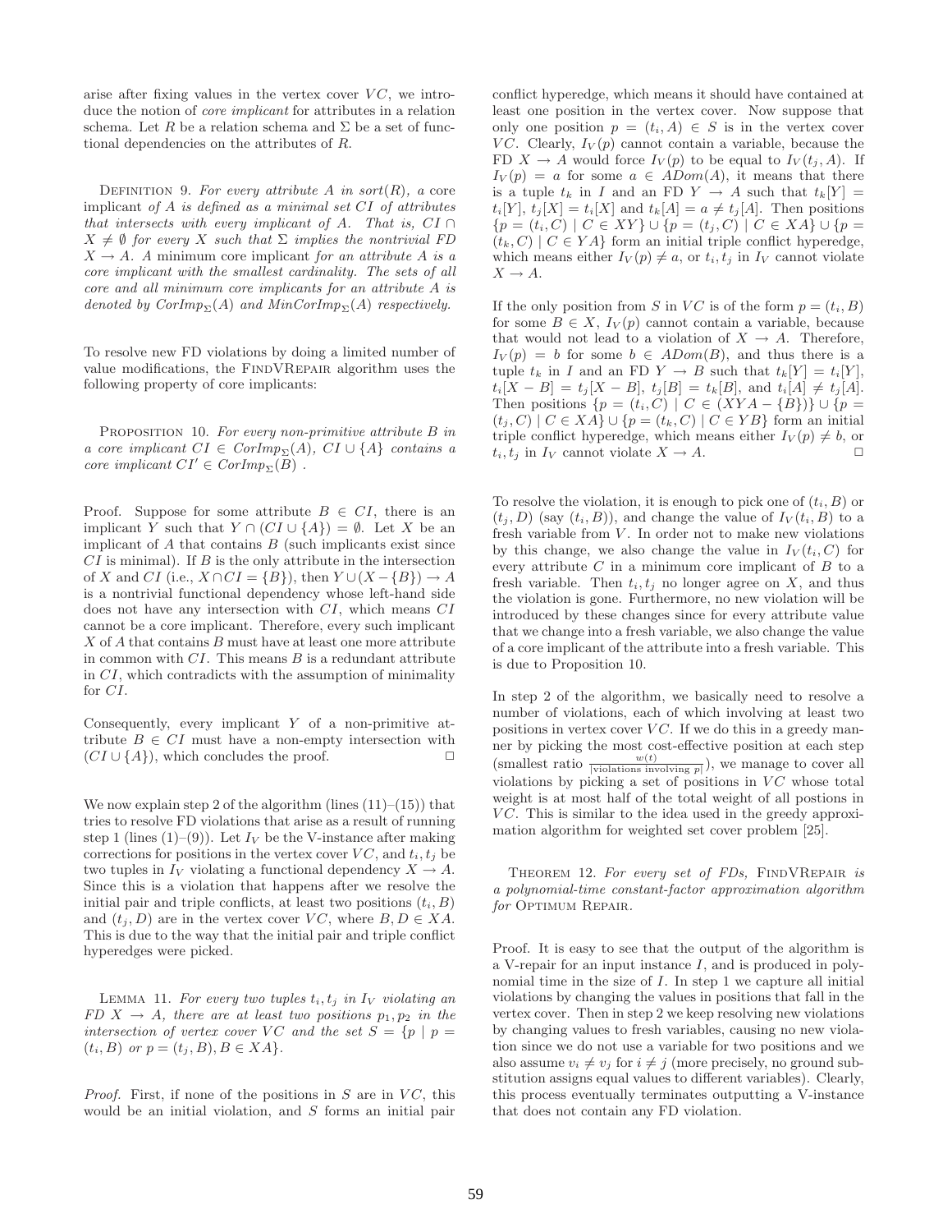arise after fixing values in the vertex cover $VC$, we introduce the notion of *core implicant* for attributes in a relation schema. Let $R$ be a relation schema and $\Sigma$ be a set of functional dependencies on the attributes of $R$.

DEFINITION 9. *For every attribute $A$ in $sort(R)$, a* core implicant *of $A$ is defined as a minimal set $CI$ of attributes that intersects with every implicant of $A$. That is, $CI \cap X \neq \emptyset$ for every $X$ such that $\Sigma$ implies the nontrivial FD $X \to A$. A* minimum core implicant *for an attribute $A$ is a core implicant with the smallest cardinality. The sets of all core and all minimum core implicants for an attribute $A$ is denoted by $CorImp_\Sigma(A)$ and $MinCorImp_\Sigma(A)$ respectively.*

To resolve new FD violations by doing a limited number of value modifications, the FINDVREPAIR algorithm uses the following property of core implicants:

PROPOSITION 10. *For every non-primitive attribute $B$ in a core implicant $CI \in CorImp_\Sigma(A)$, $CI \cup \{A\}$ contains a core implicant $CI' \in CorImp_\Sigma(B)$ .*

Proof. Suppose for some attribute $B \in CI$, there is an implicant $Y$ such that $Y \cap (CI \cup \{A\}) = \emptyset$. Let $X$ be an implicant of $A$ that contains $B$ (such implicants exist since $CI$ is minimal). If $B$ is the only attribute in the intersection of $X$ and $CI$ (i.e., $X \cap CI = \{B\}$), then $Y \cup (X - \{B\}) \to A$ is a nontrivial functional dependency whose left-hand side does not have any intersection with $CI$, which means $CI$ cannot be a core implicant. Therefore, every such implicant $X$ of $A$ that contains $B$ must have at least one more attribute in common with $CI$. This means $B$ is a redundant attribute in $CI$, which contradicts with the assumption of minimality for $CI$.

Consequently, every implicant $Y$ of a non-primitive attribute $B \in CI$ must have a non-empty intersection with $(CI \cup \{A\})$, which concludes the proof. $\Box$

We now explain step 2 of the algorithm (lines (11)–(15)) that tries to resolve FD violations that arise as a result of running step 1 (lines (1)–(9)). Let $I_V$ be the V-instance after making corrections for positions in the vertex cover $VC$, and $t_i, t_j$ be two tuples in $I_V$ violating a functional dependency $X \to A$. Since this is a violation that happens after we resolve the initial pair and triple conflicts, at least two positions $(t_i, B)$ and $(t_j, D)$ are in the vertex cover $VC$, where $B, D \in XA$. This is due to the way that the initial pair and triple conflict hyperedges were picked.

LEMMA 11. *For every two tuples $t_i, t_j$ in $I_V$ violating an FD $X \to A$, there are at least two positions $p_1, p_2$ in the intersection of vertex cover $VC$ and the set $S = \{p \mid p = (t_i, B) \text{ or } p = (t_j, B), B \in XA\}$.*

*Proof.* First, if none of the positions in $S$ are in $VC$, this would be an initial violation, and $S$ forms an initial pair conflict hyperedge, which means it should have contained at least one position in the vertex cover. Now suppose that only one position $p = (t_i, A) \in S$ is in the vertex cover $VC$. Clearly, $I_V(p)$ cannot contain a variable, because the FD $X \to A$ would force $I_V(p)$ to be equal to $I_V(t_j, A)$. If $I_V(p) = a$ for some $a \in ADom(A)$, it means that there is a tuple $t_k$ in $I$ and an FD $Y \to A$ such that $t_k[Y] = t_i[Y]$, $t_j[X] = t_i[X]$ and $t_k[A] = a \neq t_j[A]$. Then positions $\{p = (t_i, C) \mid C \in XY\} \cup \{p = (t_j, C) \mid C \in XA\} \cup \{p = (t_k, C) \mid C \in YA\}$ form an initial triple conflict hyperedge, which means either $I_V(p) \neq a$, or $t_i, t_j$ in $I_V$ cannot violate $X \to A$.

If the only position from $S$ in $VC$ is of the form $p = (t_i, B)$ for some $B \in X$, $I_V(p)$ cannot contain a variable, because that would not lead to a violation of $X \to A$. Therefore, $I_V(p) = b$ for some $b \in ADom(B)$, and thus there is a tuple $t_k$ in $I$ and an FD $Y \to B$ such that $t_k[Y] = t_i[Y]$, $t_i[X - B] = t_j[X - B]$, $t_j[B] = t_k[B]$, and $t_i[A] \neq t_j[A]$. Then positions $\{p = (t_i, C) \mid C \in (XYA - \{B\})\} \cup \{p = (t_j, C) \mid C \in XA\} \cup \{p = (t_k, C) \mid C \in YB\}$ form an initial triple conflict hyperedge, which means either $I_V(p) \neq b$, or $t_i, t_j$ in $I_V$ cannot violate $X \to A$. $\Box$

To resolve the violation, it is enough to pick one of $(t_i, B)$ or $(t_j, D)$ (say $(t_i, B)$), and change the value of $I_V(t_i, B)$ to a fresh variable from $V$. In order not to make new violations by this change, we also change the value in $I_V(t_i, C)$ for every attribute $C$ in a minimum core implicant of $B$ to a fresh variable. Then $t_i, t_j$ no longer agree on $X$, and thus the violation is gone. Furthermore, no new violation will be introduced by these changes since for every attribute value that we change into a fresh variable, we also change the value of a core implicant of the attribute into a fresh variable. This is due to Proposition 10.

In step 2 of the algorithm, we basically need to resolve a number of violations, each of which involving at least two positions in vertex cover $VC$. If we do this in a greedy manner by picking the most cost-effective position at each step (smallest ratio $\frac{w(t)}{|\text{violations involving } p|}$), we manage to cover all violations by picking a set of positions in $VC$ whose total weight is at most half of the total weight of all postions in $VC$. This is similar to the idea used in the greedy approximation algorithm for weighted set cover problem [25].

THEOREM 12. *For every set of FDs,* FINDVREPAIR *is a polynomial-time constant-factor approximation algorithm for* OPTIMUM REPAIR.

Proof. It is easy to see that the output of the algorithm is a V-repair for an input instance $I$, and is produced in polynomial time in the size of $I$. In step 1 we capture all initial violations by changing the values in positions that fall in the vertex cover. Then in step 2 we keep resolving new violations by changing values to fresh variables, causing no new violation since we do not use a variable for two positions and we also assume $v_i \neq v_j$ for $i \neq j$ (more precisely, no ground substitution assigns equal values to different variables). Clearly, this process eventually terminates outputting a V-instance that does not contain any FD violation.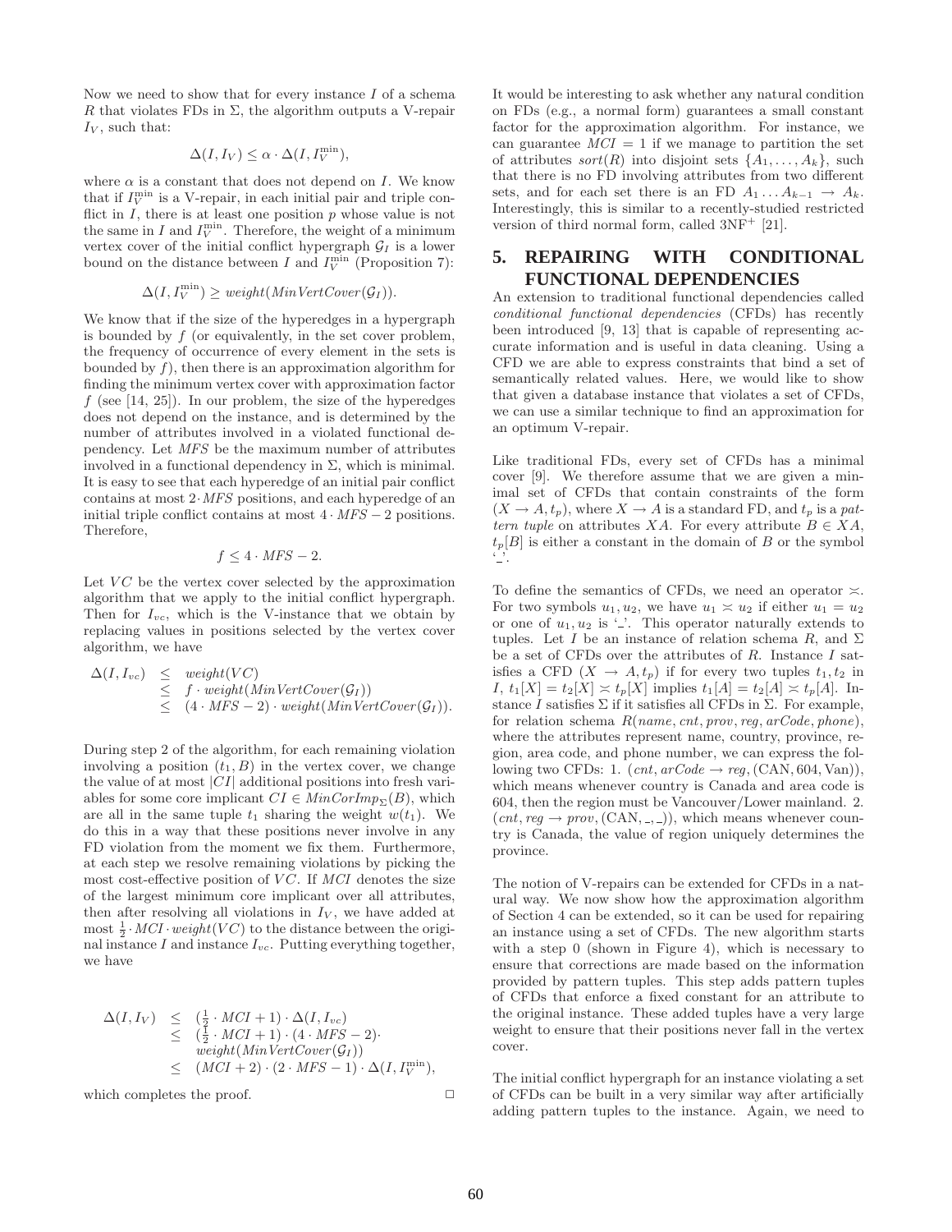Now we need to show that for every instance $I$ of a schema $R$ that violates FDs in $\Sigma$, the algorithm outputs a V-repair $I_V$, such that:

$$\Delta(I, I_V) \leq \alpha \cdot \Delta(I, I_V^{\min}),$$

where $\alpha$ is a constant that does not depend on $I$. We know that if $I_V^{\min}$ is a V-repair, in each initial pair and triple conflict in $I$, there is at least one position $p$ whose value is not the same in $I$ and $I_V^{\min}$. Therefore, the weight of a minimum vertex cover of the initial conflict hypergraph $\mathcal{G}_I$ is a lower bound on the distance between $I$ and $I_V^{\min}$ (Proposition 7):

$$\Delta(I, I_V^{\min}) \geq weight(MinVertCover(\mathcal{G}_I)).$$

We know that if the size of the hyperedges in a hypergraph is bounded by $f$ (or equivalently, in the set cover problem, the frequency of occurrence of every element in the sets is bounded by $f$), then there is an approximation algorithm for finding the minimum vertex cover with approximation factor $f$ (see [14, 25]). In our problem, the size of the hyperedges does not depend on the instance, and is determined by the number of attributes involved in a violated functional dependency. Let $MFS$ be the maximum number of attributes involved in a functional dependency in $\Sigma$, which is minimal. It is easy to see that each hyperedge of an initial pair conflict contains at most $2 \cdot MFS$ positions, and each hyperedge of an initial triple conflict contains at most $4 \cdot MFS - 2$ positions. Therefore,

$$f \leq 4 \cdot MFS - 2.$$

Let $VC$ be the vertex cover selected by the approximation algorithm that we apply to the initial conflict hypergraph. Then for $I_{vc}$, which is the V-instance that we obtain by replacing values in positions selected by the vertex cover algorithm, we have

$$\begin{aligned}
\Delta(I, I_{vc}) &\leq weight(VC) \\
&\leq f \cdot weight(MinVertCover(\mathcal{G}_I)) \\
&\leq (4 \cdot MFS - 2) \cdot weight(MinVertCover(\mathcal{G}_I)).
\end{aligned}$$

During step 2 of the algorithm, for each remaining violation involving a position $(t_1, B)$ in the vertex cover, we change the value of at most $|CI|$ additional positions into fresh variables for some core implicant $CI \in MinCorImp_\Sigma(B)$, which are all in the same tuple $t_1$ sharing the weight $w(t_1)$. We do this in a way that these positions never involve in any FD violation from the moment we fix them. Furthermore, at each step we resolve remaining violations by picking the most cost-effective position of $VC$. If $MCI$ denotes the size of the largest minimum core implicant over all attributes, then after resolving all violations in $I_V$, we have added at most $\frac{1}{2} \cdot MCI \cdot weight(VC)$ to the distance between the original instance $I$ and instance $I_{vc}$. Putting everything together, we have

$$\begin{aligned}
\Delta(I, I_V) &\leq (\tfrac{1}{2} \cdot MCI + 1) \cdot \Delta(I, I_{vc}) \\
&\leq (\tfrac{1}{2} \cdot MCI + 1) \cdot (4 \cdot MFS - 2) \cdot \\
&\quad\; weight(MinVertCover(\mathcal{G}_I)) \\
&\leq (MCI + 2) \cdot (2 \cdot MFS - 1) \cdot \Delta(I, I_V^{\min}),
\end{aligned}$$

which completes the proof. □

It would be interesting to ask whether any natural condition on FDs (e.g., a normal form) guarantees a small constant factor for the approximation algorithm. For instance, we can guarantee $MCI = 1$ if we manage to partition the set of attributes $sort(R)$ into disjoint sets $\{A_1, \ldots, A_k\}$, such that there is no FD involving attributes from two different sets, and for each set there is an FD $A_1 \ldots A_{k-1} \rightarrow A_k$. Interestingly, this is similar to a recently-studied restricted version of third normal form, called 3NF$^+$ [21].

## 5. REPAIRING WITH CONDITIONAL FUNCTIONAL DEPENDENCIES

An extension to traditional functional dependencies called *conditional functional dependencies* (CFDs) has recently been introduced [9, 13] that is capable of representing accurate information and is useful in data cleaning. Using a CFD we are able to express constraints that bind a set of semantically related values. Here, we would like to show that given a database instance that violates a set of CFDs, we can use a similar technique to find an approximation for an optimum V-repair.

Like traditional FDs, every set of CFDs has a minimal cover [9]. We therefore assume that we are given a minimal set of CFDs that contain constraints of the form $(X \rightarrow A, t_p)$, where $X \rightarrow A$ is a standard FD, and $t_p$ is a *pattern tuple* on attributes $XA$. For every attribute $B \in XA$, $t_p[B]$ is either a constant in the domain of $B$ or the symbol '\_'.

To define the semantics of CFDs, we need an operator $\asymp$. For two symbols $u_1, u_2$, we have $u_1 \asymp u_2$ if either $u_1 = u_2$ or one of $u_1, u_2$ is '\_'. This operator naturally extends to tuples. Let $I$ be an instance of relation schema $R$, and $\Sigma$ be a set of CFDs over the attributes of $R$. Instance $I$ satisfies a CFD $(X \rightarrow A, t_p)$ if for every two tuples $t_1, t_2$ in $I$, $t_1[X] = t_2[X] \asymp t_p[X]$ implies $t_1[A] = t_2[A] \asymp t_p[A]$. Instance $I$ satisfies $\Sigma$ if it satisfies all CFDs in $\Sigma$. For example, for relation schema $R(name, cnt, prov, reg, arCode, phone)$, where the attributes represent name, country, province, region, area code, and phone number, we can express the following two CFDs: 1. $(cnt, arCode \rightarrow reg, (\mathrm{CAN}, 604, \mathrm{Van}))$, which means whenever country is Canada and area code is 604, then the region must be Vancouver/Lower mainland. 2. $(cnt, reg \rightarrow prov, (\mathrm{CAN}, \_, \_))$, which means whenever country is Canada, the value of region uniquely determines the province.

The notion of V-repairs can be extended for CFDs in a natural way. We now show how the approximation algorithm of Section 4 can be extended, so it can be used for repairing an instance using a set of CFDs. The new algorithm starts with a step 0 (shown in Figure 4), which is necessary to ensure that corrections are made based on the information provided by pattern tuples. This step adds pattern tuples of CFDs that enforce a fixed constant for an attribute to the original instance. These added tuples have a very large weight to ensure that their positions never fall in the vertex cover.

The initial conflict hypergraph for an instance violating a set of CFDs can be built in a very similar way after artificially adding pattern tuples to the instance. Again, we need to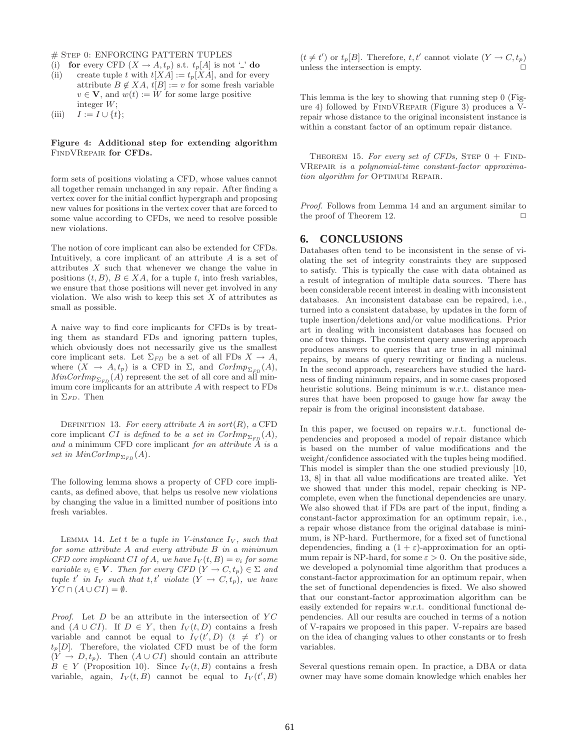```
# STEP 0: ENFORCING PATTERN TUPLES
(i)   for every CFD (X → A, t_p) s.t. t_p[A] is not '_' do
(ii)      create tuple t with t[XA] := t_p[XA], and for every
          attribute B ∉ XA, t[B] := v for some fresh variable
          v ∈ V, and w(t) := W for some large positive
          integer W;
(iii)     I := I ∪ {t};
```

**Figure 4: Additional step for extending algorithm FindVRepair for CFDs.**

form sets of positions violating a CFD, whose values cannot all together remain unchanged in any repair. After finding a vertex cover for the initial conflict hypergraph and proposing new values for positions in the vertex cover that are forced to some value according to CFDs, we need to resolve possible new violations.

The notion of core implicant can also be extended for CFDs. Intuitively, a core implicant of an attribute $A$ is a set of attributes $X$ such that whenever we change the value in positions $(t, B)$, $B \in XA$, for a tuple $t$, into fresh variables, we ensure that those positions will never get involved in any violation. We also wish to keep this set $X$ of attributes as small as possible.

A naive way to find core implicants for CFDs is by treating them as standard FDs and ignoring pattern tuples, which obviously does not necessarily give us the smallest core implicant sets. Let $\Sigma_{FD}$ be a set of all FDs $X \rightarrow A$, where $(X \rightarrow A, t_p)$ is a CFD in $\Sigma$, and $CorImp_{\Sigma_{FD}}(A)$, $MinCorImp_{\Sigma_{FD}}(A)$ represent the set of all core and all minimum core implicants for an attribute $A$ with respect to FDs in $\Sigma_{FD}$. Then

Definition 13. *For every attribute $A$ in $sort(R)$, a* CFD core implicant *$CI$ is defined to be a set in $CorImp_{\Sigma_{FD}}(A)$, and a* minimum CFD core implicant *for an attribute $A$ is a set in $MinCorImp_{\Sigma_{FD}}(A)$.*

The following lemma shows a property of CFD core implicants, as defined above, that helps us resolve new violations by changing the value in a limitted number of positions into fresh variables.

Lemma 14. *Let $t$ be a tuple in V-instance $I_V$, such that for some attribute $A$ and every attribute $B$ in a minimum CFD core implicant $CI$ of $A$, we have $I_V(t, B) = v_i$ for some variable $v_i \in \mathbf{V}$. Then for every CFD $(Y \rightarrow C, t_p) \in \Sigma$ and tuple $t'$ in $I_V$ such that $t, t'$ violate $(Y \rightarrow C, t_p)$, we have $YC \cap (A \cup CI) = \emptyset$.*

*Proof.* Let $D$ be an attribute in the intersection of $YC$ and $(A \cup CI)$. If $D \in Y$, then $I_V(t, D)$ contains a fresh variable and cannot be equal to $I_V(t', D)$ $(t \neq t')$ or $t_p[D]$. Therefore, the violated CFD must be of the form $(Y \rightarrow D, t_p)$. Then $(A \cup CI)$ should contain an attribute $B \in Y$ (Proposition 10). Since $I_V(t, B)$ contains a fresh variable, again, $I_V(t, B)$ cannot be equal to $I_V(t', B)$ $(t \neq t')$ or $t_p[B]$. Therefore, $t, t'$ cannot violate $(Y \rightarrow C, t_p)$ unless the intersection is empty. $\Box$

This lemma is the key to showing that running step 0 (Figure 4) followed by FindVRepair (Figure 3) produces a V-repair whose distance to the original inconsistent instance is within a constant factor of an optimum repair distance.

Theorem 15. *For every set of CFDs,* Step 0 + FindVRepair *is a polynomial-time constant-factor approximation algorithm for* Optimum Repair.

*Proof.* Follows from Lemma 14 and an argument similar to the proof of Theorem 12. $\Box$

## 6. CONCLUSIONS

Databases often tend to be inconsistent in the sense of violating the set of integrity constraints they are supposed to satisfy. This is typically the case with data obtained as a result of integration of multiple data sources. There has been considerable recent interest in dealing with inconsistent databases. An inconsistent database can be repaired, i.e., turned into a consistent database, by updates in the form of tuple insertion/deletions and/or value modifications. Prior art in dealing with inconsistent databases has focused on one of two things. The consistent query answering approach produces answers to queries that are true in all minimal repairs, by means of query rewriting or finding a nucleus. In the second approach, researchers have studied the hardness of finding minimum repairs, and in some cases proposed heuristic solutions. Being minimum is w.r.t. distance measures that have been proposed to gauge how far away the repair is from the original inconsistent database.

In this paper, we focused on repairs w.r.t. functional dependencies and proposed a model of repair distance which is based on the number of value modifications and the weight/confidence associated with the tuples being modified. This model is simpler than the one studied previously [10, 13, 8] in that all value modifications are treated alike. Yet we showed that under this model, repair checking is NP-complete, even when the functional dependencies are unary. We also showed that if FDs are part of the input, finding a constant-factor approximation for an optimum repair, i.e., a repair whose distance from the original database is minimum, is NP-hard. Furthermore, for a fixed set of functional dependencies, finding a $(1 + \varepsilon)$-approximation for an optimum repair is NP-hard, for some $\varepsilon > 0$. On the positive side, we developed a polynomial time algorithm that produces a constant-factor approximation for an optimum repair, when the set of functional dependencies is fixed. We also showed that our constant-factor approximation algorithm can be easily extended for repairs w.r.t. conditional functional dependencies. All our results are couched in terms of a notion of V-rapairs we proposed in this paper. V-repairs are based on the idea of changing values to other constants or to fresh variables.

Several questions remain open. In practice, a DBA or data owner may have some domain knowledge which enables her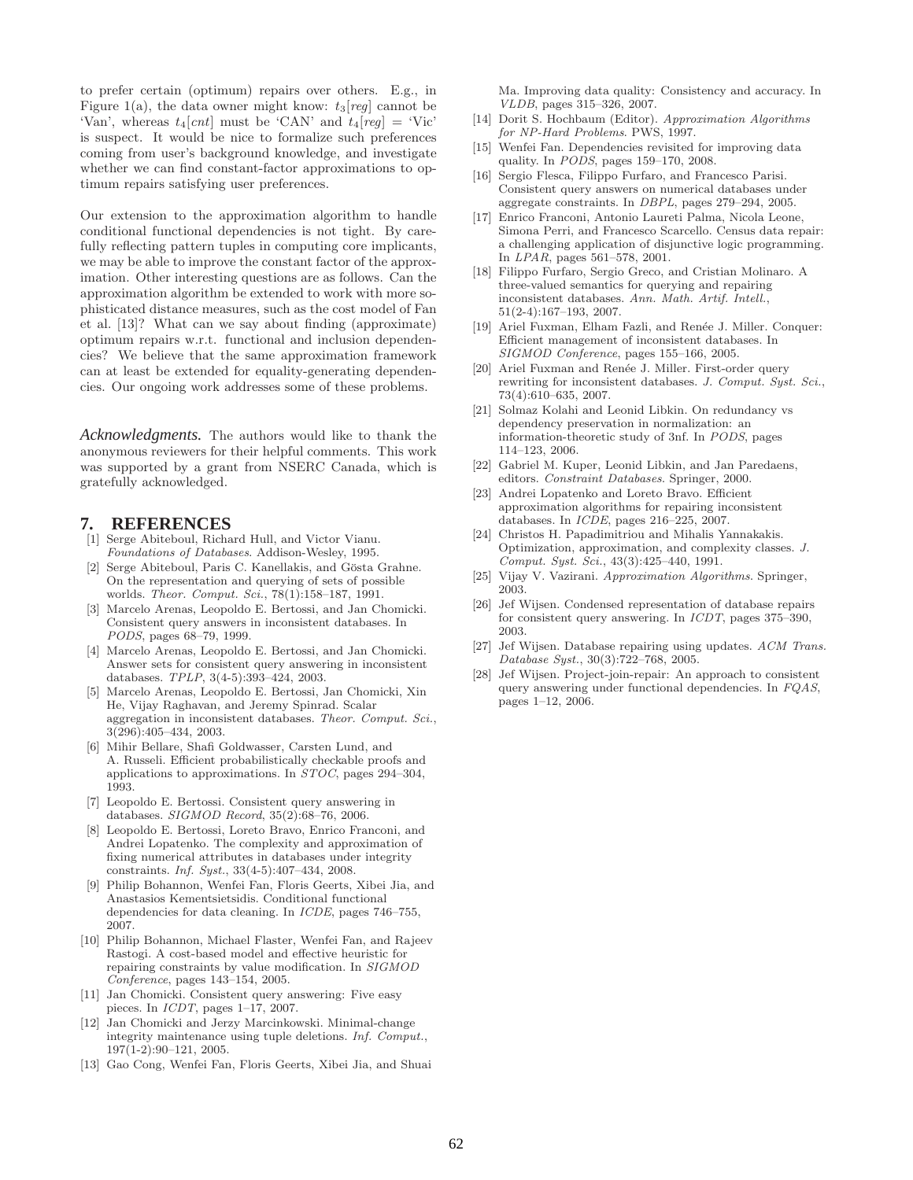to prefer certain (optimum) repairs over others. E.g., in Figure 1(a), the data owner might know: $t_3[reg]$ cannot be 'Van', whereas $t_4[cnt]$ must be 'CAN' and $t_4[reg]$ = 'Vic' is suspect. It would be nice to formalize such preferences coming from user's background knowledge, and investigate whether we can find constant-factor approximations to optimum repairs satisfying user preferences.

Our extension to the approximation algorithm to handle conditional functional dependencies is not tight. By carefully reflecting pattern tuples in computing core implicants, we may be able to improve the constant factor of the approximation. Other interesting questions are as follows. Can the approximation algorithm be extended to work with more sophisticated distance measures, such as the cost model of Fan et al. [13]? What can we say about finding (approximate) optimum repairs w.r.t. functional and inclusion dependencies? We believe that the same approximation framework can at least be extended for equality-generating dependencies. Our ongoing work addresses some of these problems.

***Acknowledgments.*** The authors would like to thank the anonymous reviewers for their helpful comments. This work was supported by a grant from NSERC Canada, which is gratefully acknowledged.

## 7. REFERENCES

[1] Serge Abiteboul, Richard Hull, and Victor Vianu. *Foundations of Databases*. Addison-Wesley, 1995.

[2] Serge Abiteboul, Paris C. Kanellakis, and Gösta Grahne. On the representation and querying of sets of possible worlds. *Theor. Comput. Sci.*, 78(1):158–187, 1991.

[3] Marcelo Arenas, Leopoldo E. Bertossi, and Jan Chomicki. Consistent query answers in inconsistent databases. In *PODS*, pages 68–79, 1999.

[4] Marcelo Arenas, Leopoldo E. Bertossi, and Jan Chomicki. Answer sets for consistent query answering in inconsistent databases. *TPLP*, 3(4-5):393–424, 2003.

[5] Marcelo Arenas, Leopoldo E. Bertossi, Jan Chomicki, Xin He, Vijay Raghavan, and Jeremy Spinrad. Scalar aggregation in inconsistent databases. *Theor. Comput. Sci.*, 3(296):405–434, 2003.

[6] Mihir Bellare, Shafi Goldwasser, Carsten Lund, and A. Russeli. Efficient probabilistically checkable proofs and applications to approximations. In *STOC*, pages 294–304, 1993.

[7] Leopoldo E. Bertossi. Consistent query answering in databases. *SIGMOD Record*, 35(2):68–76, 2006.

[8] Leopoldo E. Bertossi, Loreto Bravo, Enrico Franconi, and Andrei Lopatenko. The complexity and approximation of fixing numerical attributes in databases under integrity constraints. *Inf. Syst.*, 33(4-5):407–434, 2008.

[9] Philip Bohannon, Wenfei Fan, Floris Geerts, Xibei Jia, and Anastasios Kementsietsidis. Conditional functional dependencies for data cleaning. In *ICDE*, pages 746–755, 2007.

[10] Philip Bohannon, Michael Flaster, Wenfei Fan, and Rajeev Rastogi. A cost-based model and effective heuristic for repairing constraints by value modification. In *SIGMOD Conference*, pages 143–154, 2005.

[11] Jan Chomicki. Consistent query answering: Five easy pieces. In *ICDT*, pages 1–17, 2007.

[12] Jan Chomicki and Jerzy Marcinkowski. Minimal-change integrity maintenance using tuple deletions. *Inf. Comput.*, 197(1-2):90–121, 2005.

[13] Gao Cong, Wenfei Fan, Floris Geerts, Xibei Jia, and Shuai Ma. Improving data quality: Consistency and accuracy. In *VLDB*, pages 315–326, 2007.

[14] Dorit S. Hochbaum (Editor). *Approximation Algorithms for NP-Hard Problems*. PWS, 1997.

[15] Wenfei Fan. Dependencies revisited for improving data quality. In *PODS*, pages 159–170, 2008.

[16] Sergio Flesca, Filippo Furfaro, and Francesco Parisi. Consistent query answers on numerical databases under aggregate constraints. In *DBPL*, pages 279–294, 2005.

[17] Enrico Franconi, Antonio Laureti Palma, Nicola Leone, Simona Perri, and Francesco Scarcello. Census data repair: a challenging application of disjunctive logic programming. In *LPAR*, pages 561–578, 2001.

[18] Filippo Furfaro, Sergio Greco, and Cristian Molinaro. A three-valued semantics for querying and repairing inconsistent databases. *Ann. Math. Artif. Intell.*, 51(2-4):167–193, 2007.

[19] Ariel Fuxman, Elham Fazli, and Renée J. Miller. Conquer: Efficient management of inconsistent databases. In *SIGMOD Conference*, pages 155–166, 2005.

[20] Ariel Fuxman and Renée J. Miller. First-order query rewriting for inconsistent databases. *J. Comput. Syst. Sci.*, 73(4):610–635, 2007.

[21] Solmaz Kolahi and Leonid Libkin. On redundancy vs dependency preservation in normalization: an information-theoretic study of 3nf. In *PODS*, pages 114–123, 2006.

[22] Gabriel M. Kuper, Leonid Libkin, and Jan Paredaens, editors. *Constraint Databases*. Springer, 2000.

[23] Andrei Lopatenko and Loreto Bravo. Efficient approximation algorithms for repairing inconsistent databases. In *ICDE*, pages 216–225, 2007.

[24] Christos H. Papadimitriou and Mihalis Yannakakis. Optimization, approximation, and complexity classes. *J. Comput. Syst. Sci.*, 43(3):425–440, 1991.

[25] Vijay V. Vazirani. *Approximation Algorithms*. Springer, 2003.

[26] Jef Wijsen. Condensed representation of database repairs for consistent query answering. In *ICDT*, pages 375–390, 2003.

[27] Jef Wijsen. Database repairing using updates. *ACM Trans. Database Syst.*, 30(3):722–768, 2005.

[28] Jef Wijsen. Project-join-repair: An approach to consistent query answering under functional dependencies. In *FQAS*, pages 1–12, 2006.